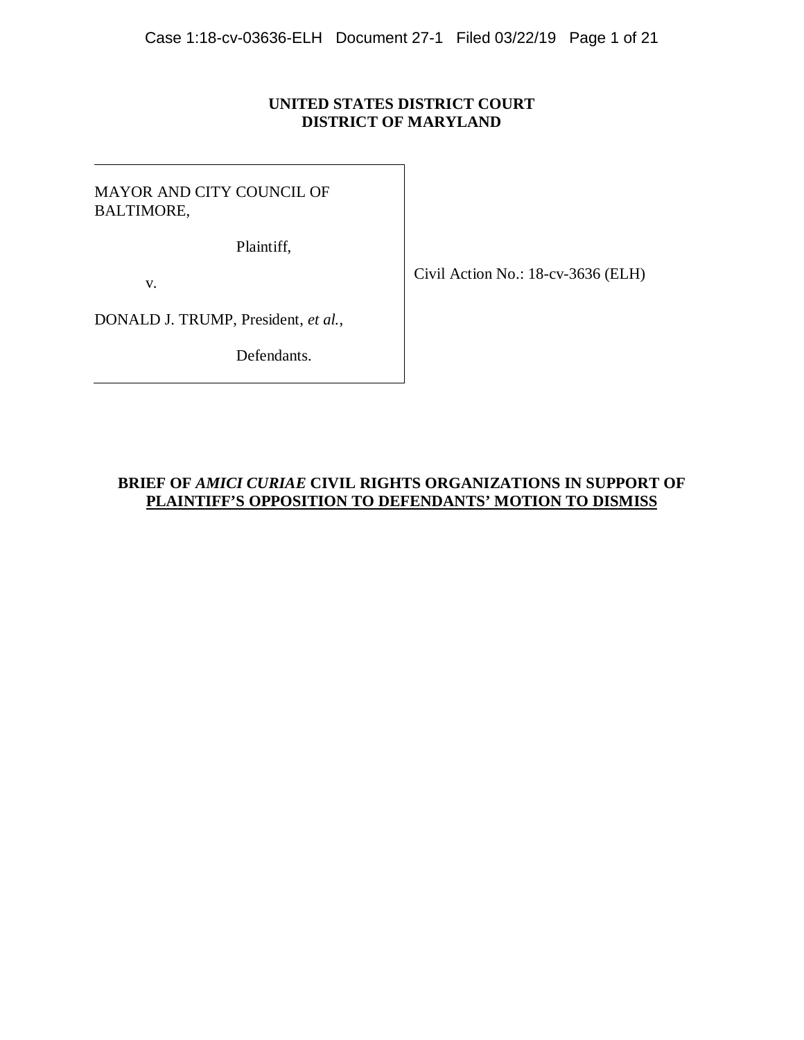**UNITED STATES DISTRICT COURT**
**DISTRICT OF MARYLAND**

| | |
|---|---|
| MAYOR AND CITY COUNCIL OF BALTIMORE,<br><br>Plaintiff,<br><br>v.<br><br>DONALD J. TRUMP, President, *et al.*,<br><br>Defendants. | Civil Action No.: 18-cv-3636 (ELH) |

**BRIEF OF *AMICI CURIAE* CIVIL RIGHTS ORGANIZATIONS IN SUPPORT OF PLAINTIFF'S OPPOSITION TO DEFENDANTS' MOTION TO DISMISS**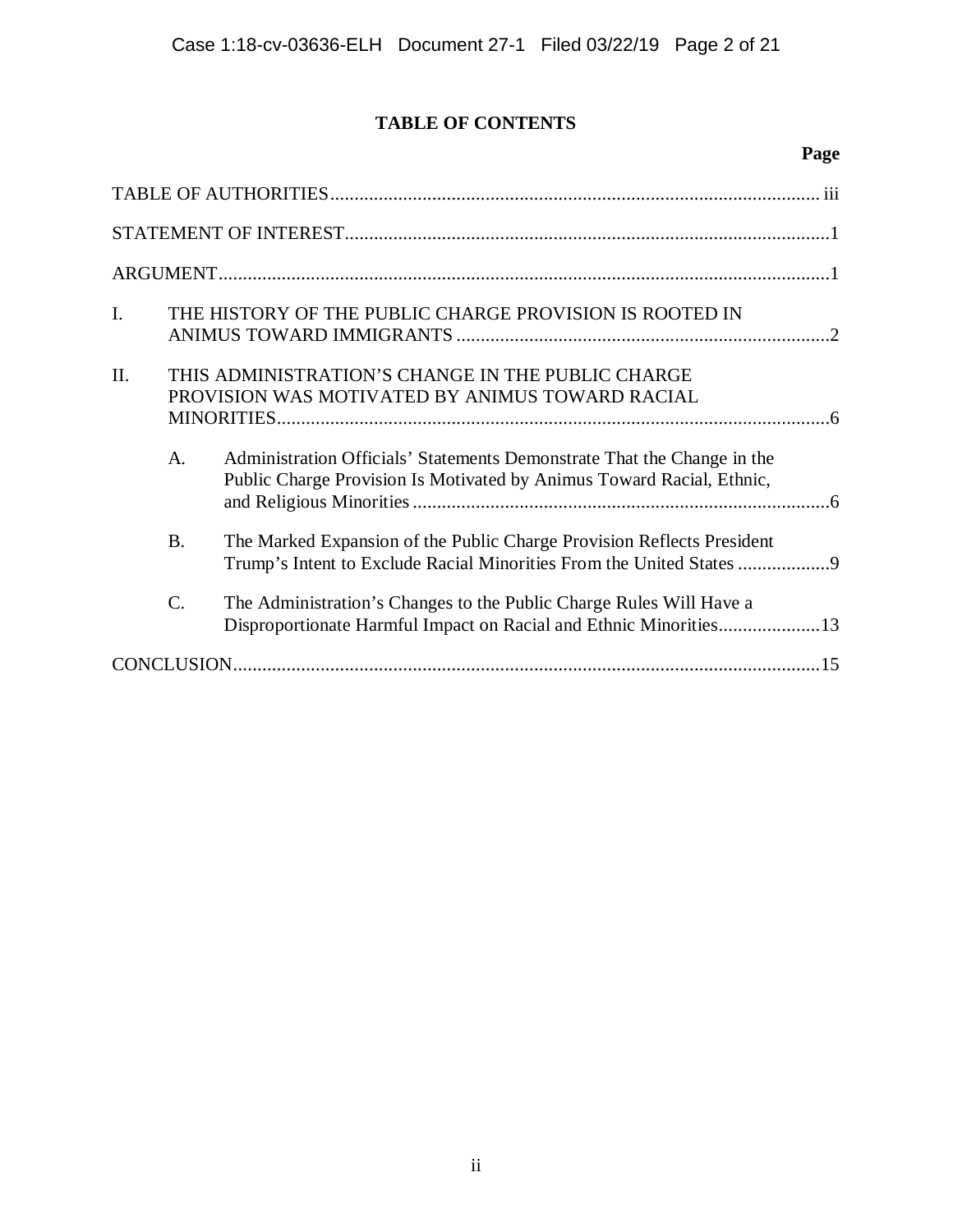## TABLE OF CONTENTS

**Page**

TABLE OF AUTHORITIES ..................................................................................................... iii

STATEMENT OF INTEREST ...................................................................................................1

ARGUMENT .............................................................................................................................1

I. THE HISTORY OF THE PUBLIC CHARGE PROVISION IS ROOTED IN ANIMUS TOWARD IMMIGRANTS ............................................................................2

II. THIS ADMINISTRATION'S CHANGE IN THE PUBLIC CHARGE PROVISION WAS MOTIVATED BY ANIMUS TOWARD RACIAL MINORITIES ..................................................................................................................6

   A. Administration Officials' Statements Demonstrate That the Change in the Public Charge Provision Is Motivated by Animus Toward Racial, Ethnic, and Religious Minorities .......................................................................................6

   B. The Marked Expansion of the Public Charge Provision Reflects President Trump's Intent to Exclude Racial Minorities From the United States ...................9

   C. The Administration's Changes to the Public Charge Rules Will Have a Disproportionate Harmful Impact on Racial and Ethnic Minorities.....................13

CONCLUSION .........................................................................................................................15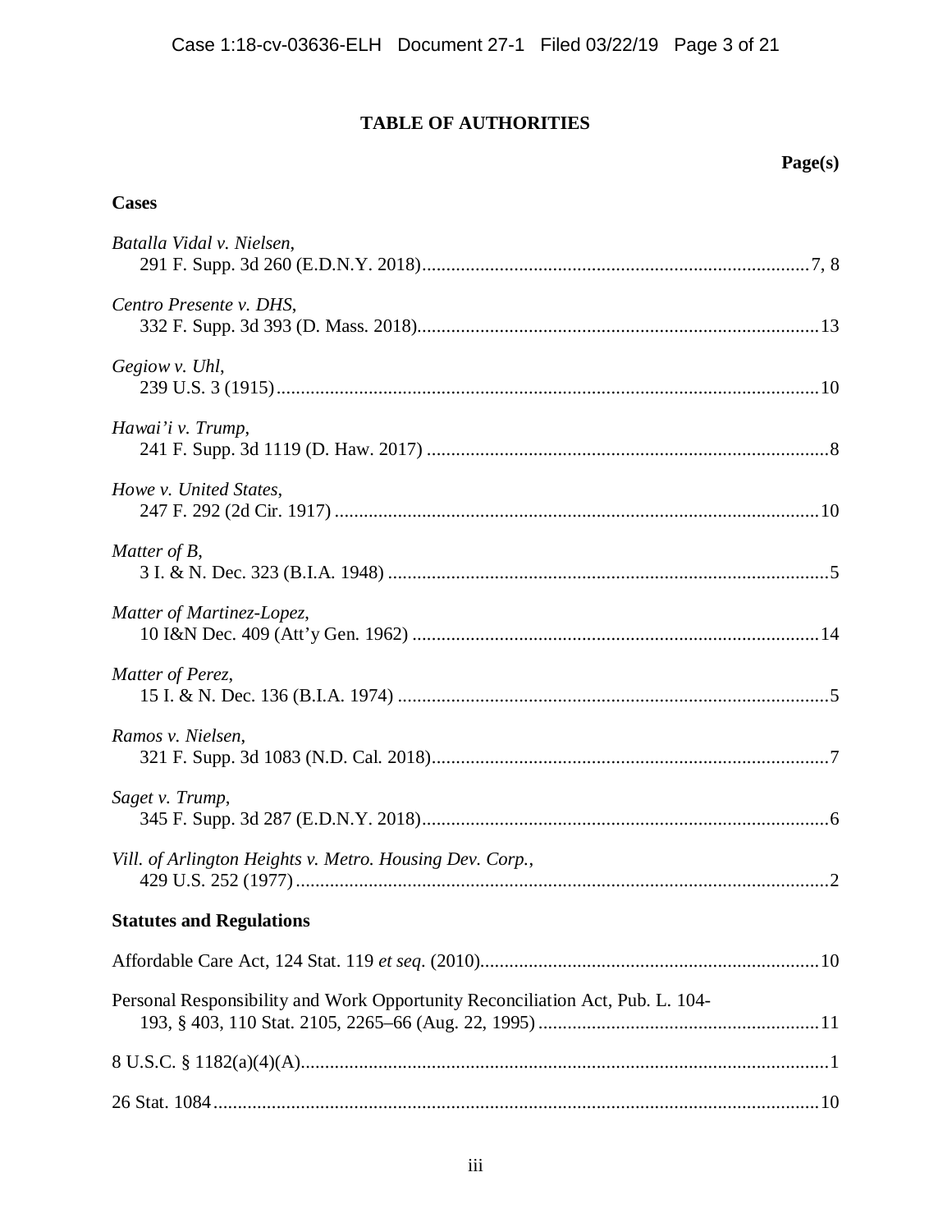# TABLE OF AUTHORITIES

**Page(s)**

## Cases

*Batalla Vidal v. Nielsen*,
291 F. Supp. 3d 260 (E.D.N.Y. 2018) ........................................ 7, 8

*Centro Presente v. DHS*,
332 F. Supp. 3d 393 (D. Mass. 2018) ........................................ 13

*Gegiow v. Uhl*,
239 U.S. 3 (1915) ........................................ 10

*Hawai'i v. Trump*,
241 F. Supp. 3d 1119 (D. Haw. 2017) ........................................ 8

*Howe v. United States*,
247 F. 292 (2d Cir. 1917) ........................................ 10

*Matter of B*,
3 I. & N. Dec. 323 (B.I.A. 1948) ........................................ 5

*Matter of Martinez-Lopez*,
10 I&N Dec. 409 (Att'y Gen. 1962) ........................................ 14

*Matter of Perez*,
15 I. & N. Dec. 136 (B.I.A. 1974) ........................................ 5

*Ramos v. Nielsen*,
321 F. Supp. 3d 1083 (N.D. Cal. 2018) ........................................ 7

*Saget v. Trump*,
345 F. Supp. 3d 287 (E.D.N.Y. 2018) ........................................ 6

*Vill. of Arlington Heights v. Metro. Housing Dev. Corp.*,
429 U.S. 252 (1977) ........................................ 2

## Statutes and Regulations

Affordable Care Act, 124 Stat. 119 *et seq*. (2010) ........................................ 10

Personal Responsibility and Work Opportunity Reconciliation Act, Pub. L. 104-
193, § 403, 110 Stat. 2105, 2265–66 (Aug. 22, 1995) ........................................ 11

8 U.S.C. § 1182(a)(4)(A) ........................................ 1

26 Stat. 1084 ........................................ 10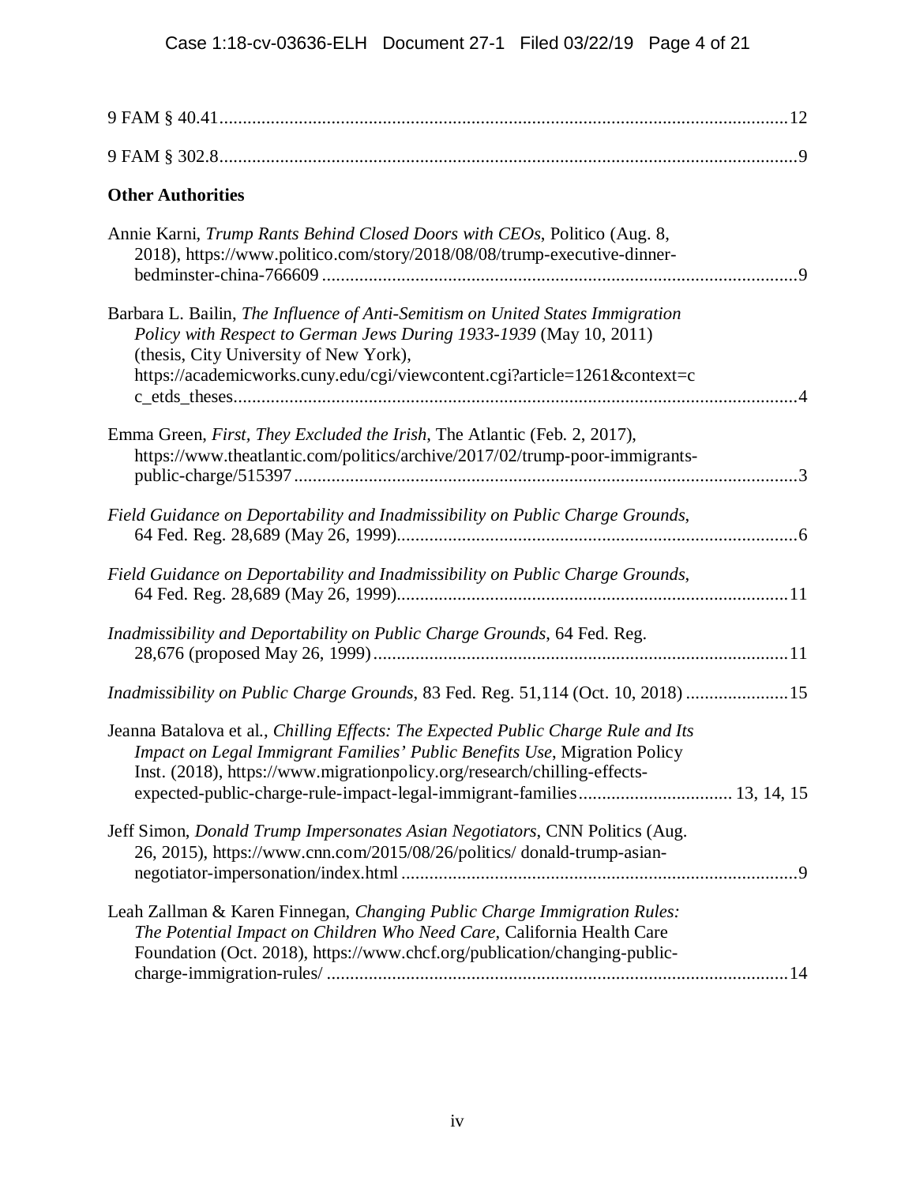9 FAM § 40.41.........................................................................................................................12

9 FAM § 302.8...........................................................................................................................9

**Other Authorities**

Annie Karni, *Trump Rants Behind Closed Doors with CEOs*, Politico (Aug. 8, 2018), https://www.politico.com/story/2018/08/08/trump-executive-dinner-bedminster-china-766609 .....................................................................................................9

Barbara L. Bailin, *The Influence of Anti-Semitism on United States Immigration Policy with Respect to German Jews During 1933-1939* (May 10, 2011) (thesis, City University of New York), https://academicworks.cuny.edu/cgi/viewcontent.cgi?article=1261&context=cc_etds_theses.......................................................................................................................4

Emma Green, *First, They Excluded the Irish*, The Atlantic (Feb. 2, 2017), https://www.theatlantic.com/politics/archive/2017/02/trump-poor-immigrants-public-charge/515397...........................................................................................................3

*Field Guidance on Deportability and Inadmissibility on Public Charge Grounds*, 64 Fed. Reg. 28,689 (May 26, 1999).....................................................................................6

*Field Guidance on Deportability and Inadmissibility on Public Charge Grounds*, 64 Fed. Reg. 28,689 (May 26, 1999)...................................................................................11

*Inadmissibility and Deportability on Public Charge Grounds*, 64 Fed. Reg. 28,676 (proposed May 26, 1999)........................................................................................11

*Inadmissibility on Public Charge Grounds*, 83 Fed. Reg. 51,114 (Oct. 10, 2018) ......................15

Jeanna Batalova et al., *Chilling Effects: The Expected Public Charge Rule and Its Impact on Legal Immigrant Families' Public Benefits Use*, Migration Policy Inst. (2018), https://www.migrationpolicy.org/research/chilling-effects-expected-public-charge-rule-impact-legal-immigrant-families................................ 13, 14, 15

Jeff Simon, *Donald Trump Impersonates Asian Negotiators*, CNN Politics (Aug. 26, 2015), https://www.cnn.com/2015/08/26/politics/ donald-trump-asian-negotiator-impersonation/index.html ....................................................................................9

Leah Zallman & Karen Finnegan, *Changing Public Charge Immigration Rules: The Potential Impact on Children Who Need Care*, California Health Care Foundation (Oct. 2018), https://www.chcf.org/publication/changing-public-charge-immigration-rules/ ..................................................................................................14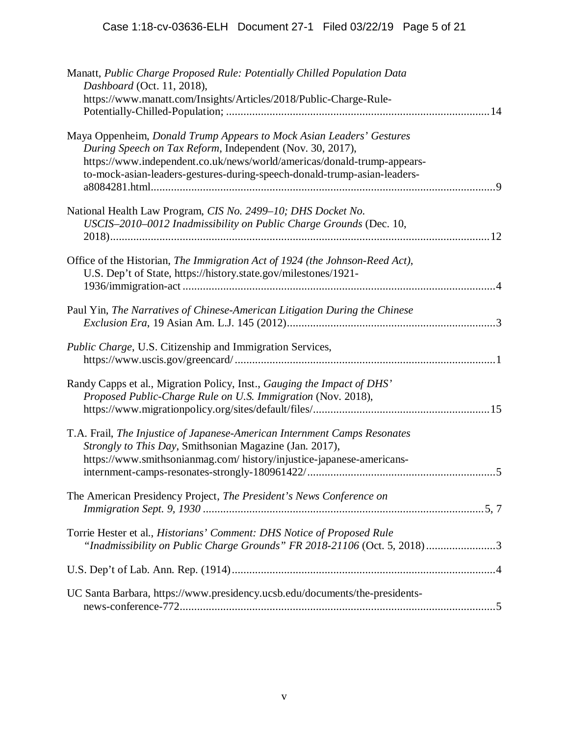Manatt, *Public Charge Proposed Rule: Potentially Chilled Population Data Dashboard* (Oct. 11, 2018), https://www.manatt.com/Insights/Articles/2018/Public-Charge-Rule-Potentially-Chilled-Population; ............................................................................................14

Maya Oppenheim, *Donald Trump Appears to Mock Asian Leaders' Gestures During Speech on Tax Reform*, Independent (Nov. 30, 2017), https://www.independent.co.uk/news/world/americas/donald-trump-appears-to-mock-asian-leaders-gestures-during-speech-donald-trump-asian-leaders-a8084281.html........................................................................................................................9

National Health Law Program, *CIS No. 2499–10; DHS Docket No. USCIS–2010–0012 Inadmissibility on Public Charge Grounds* (Dec. 10, 2018)....................................................................................................................12

Office of the Historian, *The Immigration Act of 1924 (the Johnson-Reed Act)*, U.S. Dep't of State, https://history.state.gov/milestones/1921-1936/immigration-act ............................................................................................................4

Paul Yin, *The Narratives of Chinese-American Litigation During the Chinese Exclusion Era*, 19 Asian Am. L.J. 145 (2012)........................................................................3

*Public Charge*, U.S. Citizenship and Immigration Services, https://www.uscis.gov/greencard/...........................................................................................1

Randy Capps et al., Migration Policy, Inst., *Gauging the Impact of DHS' Proposed Public-Charge Rule on U.S. Immigration* (Nov. 2018), https://www.migrationpolicy.org/sites/default/files/..............................................................15

T.A. Frail, *The Injustice of Japanese-American Internment Camps Resonates Strongly to This Day*, Smithsonian Magazine (Jan. 2017), https://www.smithsonianmag.com/ history/injustice-japanese-americans-internment-camps-resonates-strongly-180961422/..................................................................5

The American Presidency Project, *The President's News Conference on Immigration Sept. 9, 1930* .................................................................................................5, 7

Torrie Hester et al., *Historians' Comment: DHS Notice of Proposed Rule "Inadmissibility on Public Charge Grounds" FR 2018-21106* (Oct. 5, 2018)........................3

U.S. Dep't of Lab. Ann. Rep. (1914)...........................................................................................4

UC Santa Barbara, https://www.presidency.ucsb.edu/documents/the-presidents-news-conference-772..............................................................................................................5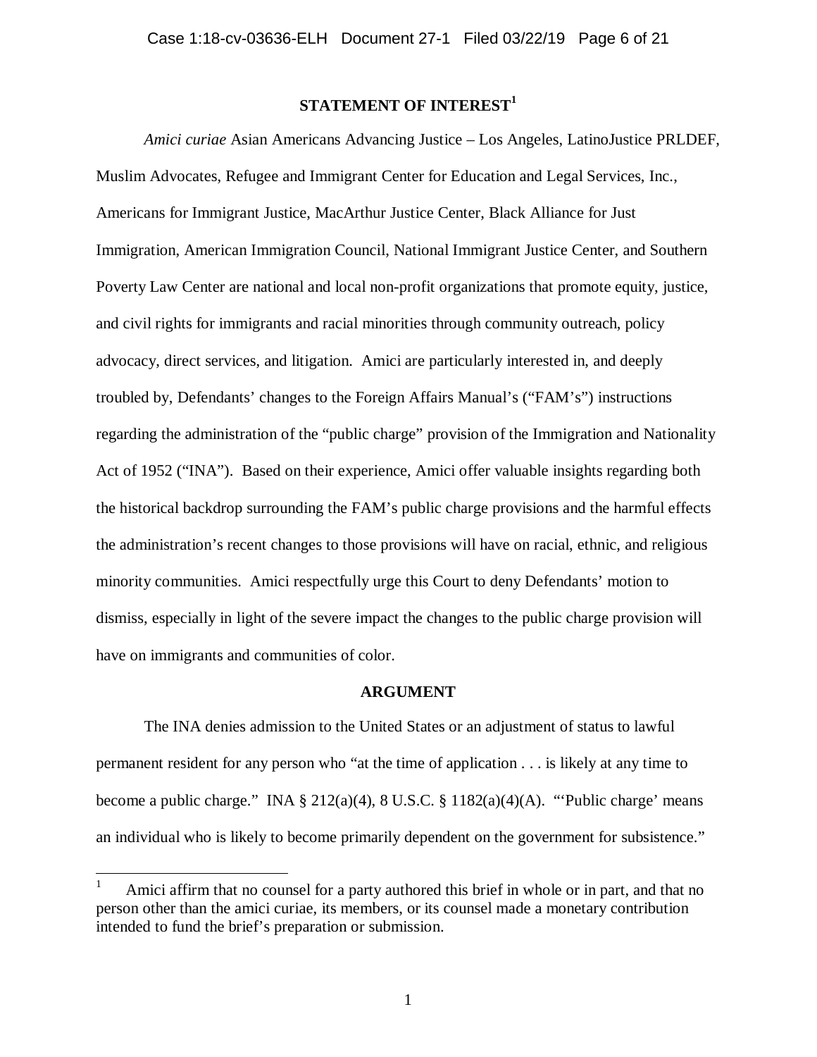## STATEMENT OF INTEREST[1]

*Amici curiae* Asian Americans Advancing Justice – Los Angeles, LatinoJustice PRLDEF, Muslim Advocates, Refugee and Immigrant Center for Education and Legal Services, Inc., Americans for Immigrant Justice, MacArthur Justice Center, Black Alliance for Just Immigration, American Immigration Council, National Immigrant Justice Center, and Southern Poverty Law Center are national and local non-profit organizations that promote equity, justice, and civil rights for immigrants and racial minorities through community outreach, policy advocacy, direct services, and litigation. Amici are particularly interested in, and deeply troubled by, Defendants' changes to the Foreign Affairs Manual's ("FAM's") instructions regarding the administration of the "public charge" provision of the Immigration and Nationality Act of 1952 ("INA"). Based on their experience, Amici offer valuable insights regarding both the historical backdrop surrounding the FAM's public charge provisions and the harmful effects the administration's recent changes to those provisions will have on racial, ethnic, and religious minority communities. Amici respectfully urge this Court to deny Defendants' motion to dismiss, especially in light of the severe impact the changes to the public charge provision will have on immigrants and communities of color.

## ARGUMENT

The INA denies admission to the United States or an adjustment of status to lawful permanent resident for any person who "at the time of application . . . is likely at any time to become a public charge." INA § 212(a)(4), 8 U.S.C. § 1182(a)(4)(A). "'Public charge' means an individual who is likely to become primarily dependent on the government for subsistence."

---

[1] Amici affirm that no counsel for a party authored this brief in whole or in part, and that no person other than the amici curiae, its members, or its counsel made a monetary contribution intended to fund the brief's preparation or submission.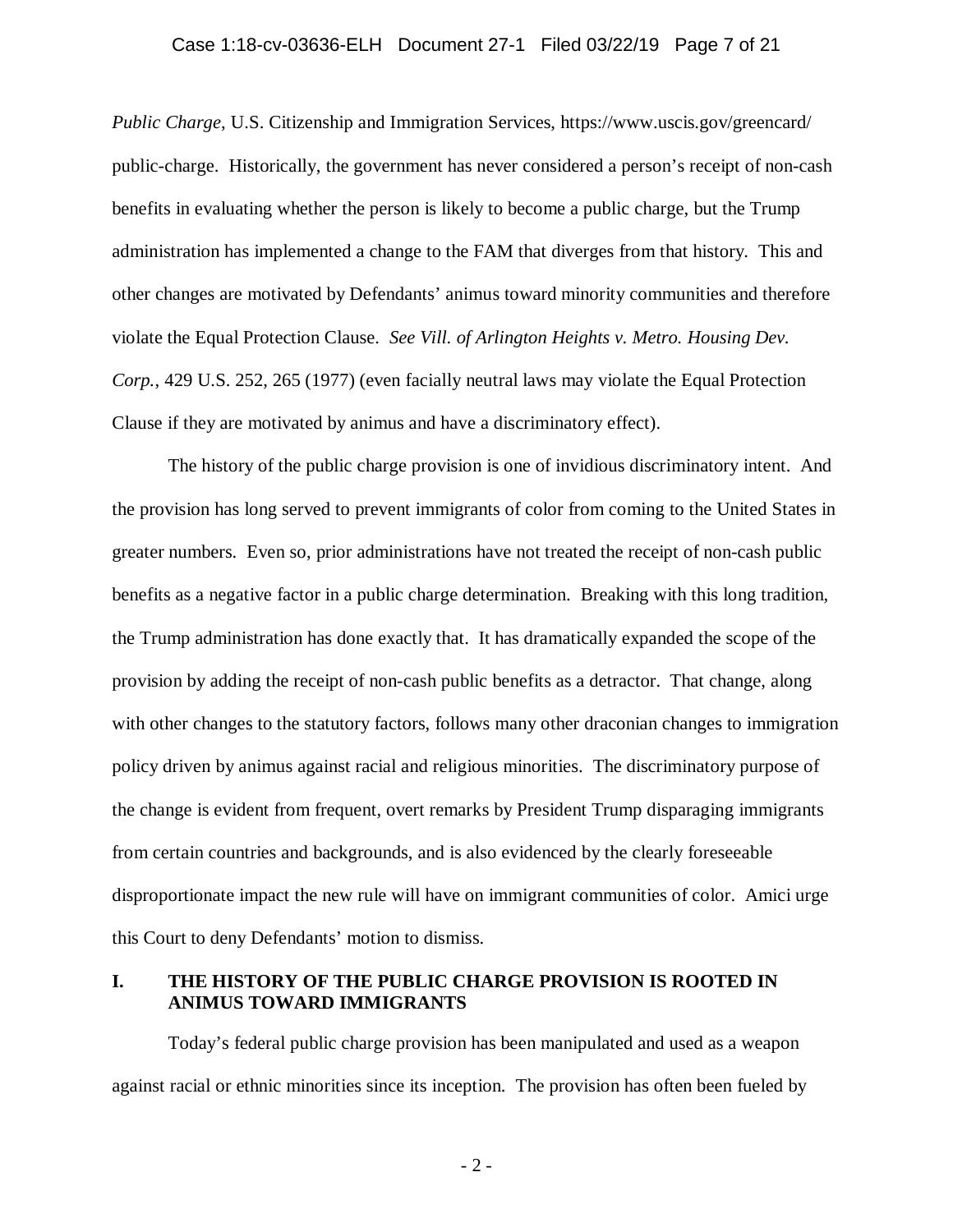*Public Charge*, U.S. Citizenship and Immigration Services, https://www.uscis.gov/greencard/public-charge. Historically, the government has never considered a person's receipt of non-cash benefits in evaluating whether the person is likely to become a public charge, but the Trump administration has implemented a change to the FAM that diverges from that history. This and other changes are motivated by Defendants' animus toward minority communities and therefore violate the Equal Protection Clause. *See Vill. of Arlington Heights v. Metro. Housing Dev. Corp.*, 429 U.S. 252, 265 (1977) (even facially neutral laws may violate the Equal Protection Clause if they are motivated by animus and have a discriminatory effect).

The history of the public charge provision is one of invidious discriminatory intent. And the provision has long served to prevent immigrants of color from coming to the United States in greater numbers. Even so, prior administrations have not treated the receipt of non-cash public benefits as a negative factor in a public charge determination. Breaking with this long tradition, the Trump administration has done exactly that. It has dramatically expanded the scope of the provision by adding the receipt of non-cash public benefits as a detractor. That change, along with other changes to the statutory factors, follows many other draconian changes to immigration policy driven by animus against racial and religious minorities. The discriminatory purpose of the change is evident from frequent, overt remarks by President Trump disparaging immigrants from certain countries and backgrounds, and is also evidenced by the clearly foreseeable disproportionate impact the new rule will have on immigrant communities of color. Amici urge this Court to deny Defendants' motion to dismiss.

## I. THE HISTORY OF THE PUBLIC CHARGE PROVISION IS ROOTED IN ANIMUS TOWARD IMMIGRANTS

Today's federal public charge provision has been manipulated and used as a weapon against racial or ethnic minorities since its inception. The provision has often been fueled by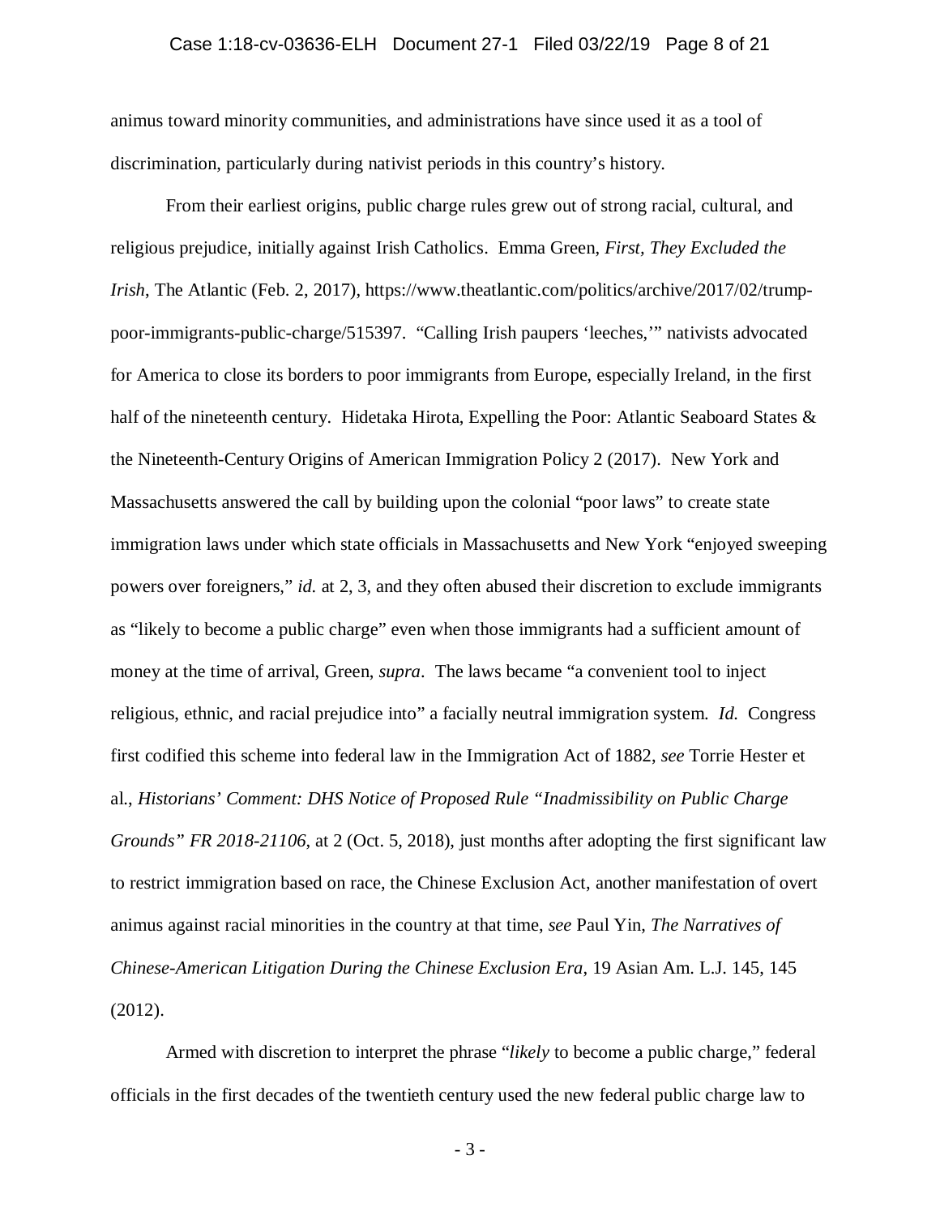animus toward minority communities, and administrations have since used it as a tool of discrimination, particularly during nativist periods in this country's history.

From their earliest origins, public charge rules grew out of strong racial, cultural, and religious prejudice, initially against Irish Catholics. Emma Green, *First, They Excluded the Irish*, The Atlantic (Feb. 2, 2017), https://www.theatlantic.com/politics/archive/2017/02/trump-poor-immigrants-public-charge/515397. "Calling Irish paupers 'leeches,'" nativists advocated for America to close its borders to poor immigrants from Europe, especially Ireland, in the first half of the nineteenth century. Hidetaka Hirota, Expelling the Poor: Atlantic Seaboard States & the Nineteenth-Century Origins of American Immigration Policy 2 (2017). New York and Massachusetts answered the call by building upon the colonial "poor laws" to create state immigration laws under which state officials in Massachusetts and New York "enjoyed sweeping powers over foreigners," *id.* at 2, 3, and they often abused their discretion to exclude immigrants as "likely to become a public charge" even when those immigrants had a sufficient amount of money at the time of arrival, Green, *supra*. The laws became "a convenient tool to inject religious, ethnic, and racial prejudice into" a facially neutral immigration system. *Id.* Congress first codified this scheme into federal law in the Immigration Act of 1882, *see* Torrie Hester et al., *Historians' Comment: DHS Notice of Proposed Rule "Inadmissibility on Public Charge Grounds" FR 2018-21106*, at 2 (Oct. 5, 2018), just months after adopting the first significant law to restrict immigration based on race, the Chinese Exclusion Act, another manifestation of overt animus against racial minorities in the country at that time, *see* Paul Yin, *The Narratives of Chinese-American Litigation During the Chinese Exclusion Era*, 19 Asian Am. L.J. 145, 145 (2012).

Armed with discretion to interpret the phrase "*likely* to become a public charge," federal officials in the first decades of the twentieth century used the new federal public charge law to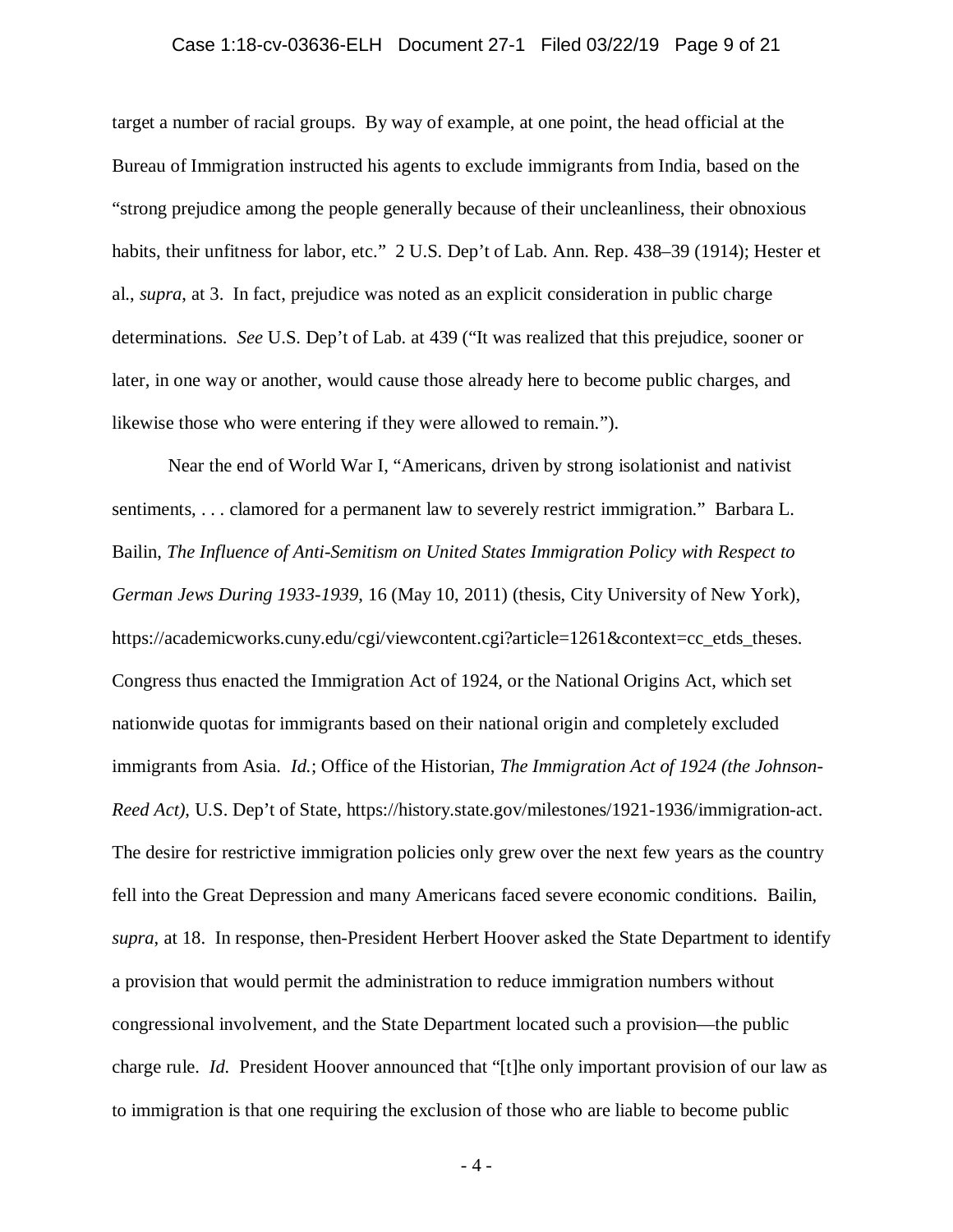target a number of racial groups. By way of example, at one point, the head official at the Bureau of Immigration instructed his agents to exclude immigrants from India, based on the "strong prejudice among the people generally because of their uncleanliness, their obnoxious habits, their unfitness for labor, etc." 2 U.S. Dep't of Lab. Ann. Rep. 438–39 (1914); Hester et al., *supra*, at 3. In fact, prejudice was noted as an explicit consideration in public charge determinations. *See* U.S. Dep't of Lab. at 439 ("It was realized that this prejudice, sooner or later, in one way or another, would cause those already here to become public charges, and likewise those who were entering if they were allowed to remain.").

Near the end of World War I, "Americans, driven by strong isolationist and nativist sentiments, . . . clamored for a permanent law to severely restrict immigration." Barbara L. Bailin, *The Influence of Anti-Semitism on United States Immigration Policy with Respect to German Jews During 1933-1939*, 16 (May 10, 2011) (thesis, City University of New York), https://academicworks.cuny.edu/cgi/viewcontent.cgi?article=1261&context=cc_etds_theses. Congress thus enacted the Immigration Act of 1924, or the National Origins Act, which set nationwide quotas for immigrants based on their national origin and completely excluded immigrants from Asia. *Id.*; Office of the Historian, *The Immigration Act of 1924 (the Johnson-Reed Act)*, U.S. Dep't of State, https://history.state.gov/milestones/1921-1936/immigration-act. The desire for restrictive immigration policies only grew over the next few years as the country fell into the Great Depression and many Americans faced severe economic conditions. Bailin, *supra*, at 18. In response, then-President Herbert Hoover asked the State Department to identify a provision that would permit the administration to reduce immigration numbers without congressional involvement, and the State Department located such a provision—the public charge rule. *Id.* President Hoover announced that "[t]he only important provision of our law as to immigration is that one requiring the exclusion of those who are liable to become public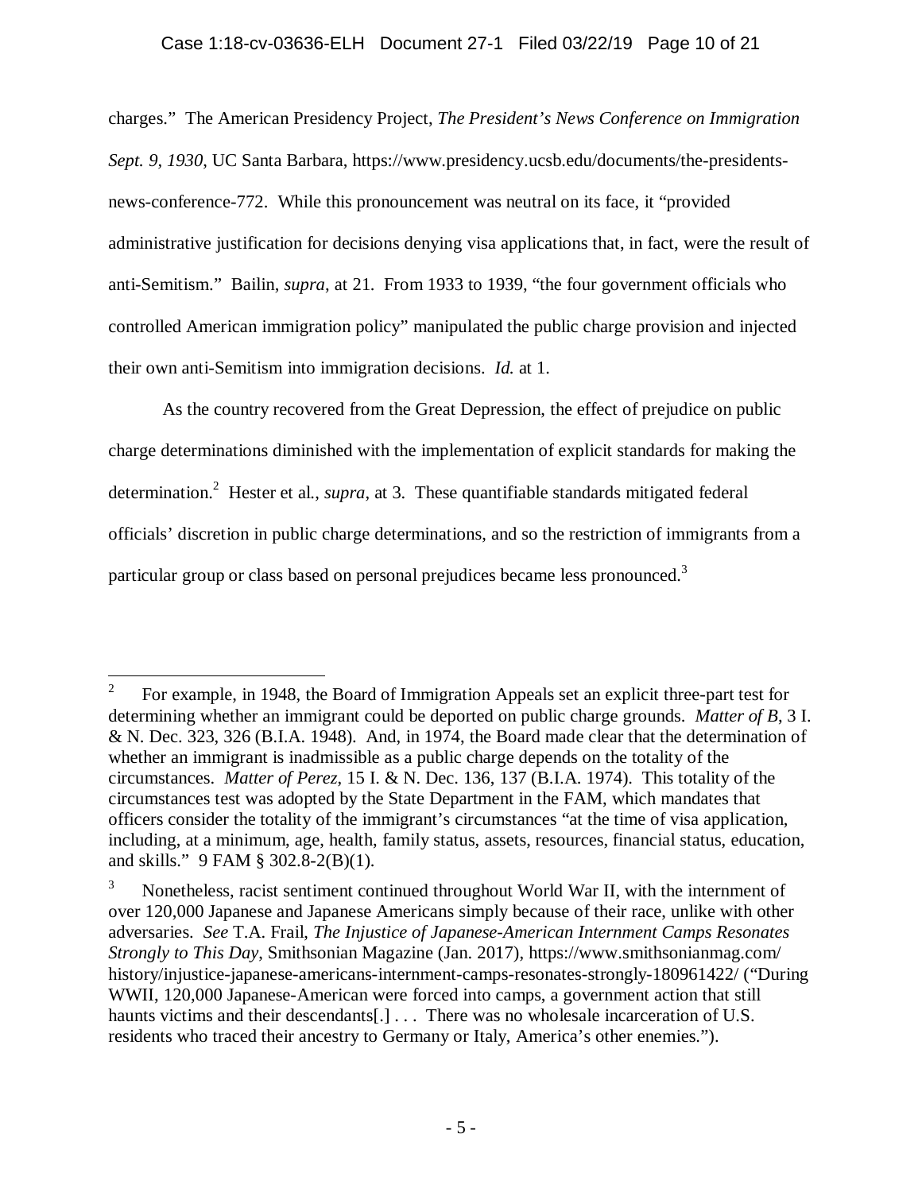charges." The American Presidency Project, *The President's News Conference on Immigration Sept. 9, 1930*, UC Santa Barbara, https://www.presidency.ucsb.edu/documents/the-presidents-news-conference-772. While this pronouncement was neutral on its face, it "provided administrative justification for decisions denying visa applications that, in fact, were the result of anti-Semitism." Bailin, *supra*, at 21. From 1933 to 1939, "the four government officials who controlled American immigration policy" manipulated the public charge provision and injected their own anti-Semitism into immigration decisions. *Id.* at 1.

As the country recovered from the Great Depression, the effect of prejudice on public charge determinations diminished with the implementation of explicit standards for making the determination.[2] Hester et al., *supra*, at 3. These quantifiable standards mitigated federal officials' discretion in public charge determinations, and so the restriction of immigrants from a particular group or class based on personal prejudices became less pronounced.[3]

---

[2] For example, in 1948, the Board of Immigration Appeals set an explicit three-part test for determining whether an immigrant could be deported on public charge grounds. *Matter of B*, 3 I. & N. Dec. 323, 326 (B.I.A. 1948). And, in 1974, the Board made clear that the determination of whether an immigrant is inadmissible as a public charge depends on the totality of the circumstances. *Matter of Perez*, 15 I. & N. Dec. 136, 137 (B.I.A. 1974). This totality of the circumstances test was adopted by the State Department in the FAM, which mandates that officers consider the totality of the immigrant's circumstances "at the time of visa application, including, at a minimum, age, health, family status, assets, resources, financial status, education, and skills." 9 FAM § 302.8-2(B)(1).

[3] Nonetheless, racist sentiment continued throughout World War II, with the internment of over 120,000 Japanese and Japanese Americans simply because of their race, unlike with other adversaries. *See* T.A. Frail, *The Injustice of Japanese-American Internment Camps Resonates Strongly to This Day*, Smithsonian Magazine (Jan. 2017), https://www.smithsonianmag.com/history/injustice-japanese-americans-internment-camps-resonates-strongly-180961422/ ("During WWII, 120,000 Japanese-American were forced into camps, a government action that still haunts victims and their descendants[.] . . . There was no wholesale incarceration of U.S. residents who traced their ancestry to Germany or Italy, America's other enemies.").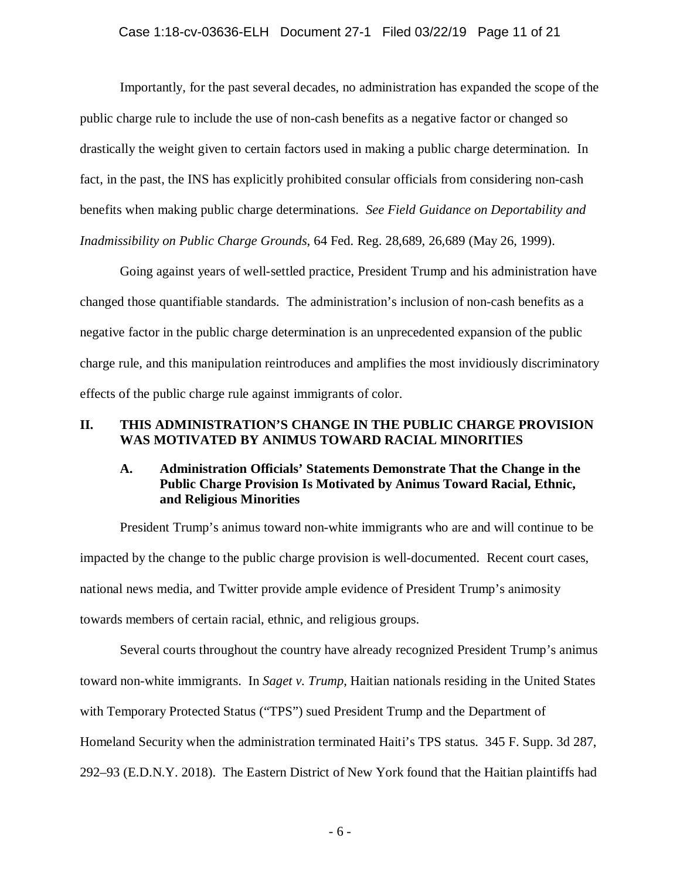Importantly, for the past several decades, no administration has expanded the scope of the public charge rule to include the use of non-cash benefits as a negative factor or changed so drastically the weight given to certain factors used in making a public charge determination. In fact, in the past, the INS has explicitly prohibited consular officials from considering non-cash benefits when making public charge determinations. *See Field Guidance on Deportability and Inadmissibility on Public Charge Grounds*, 64 Fed. Reg. 28,689, 26,689 (May 26, 1999).

Going against years of well-settled practice, President Trump and his administration have changed those quantifiable standards. The administration's inclusion of non-cash benefits as a negative factor in the public charge determination is an unprecedented expansion of the public charge rule, and this manipulation reintroduces and amplifies the most invidiously discriminatory effects of the public charge rule against immigrants of color.

## II. THIS ADMINISTRATION'S CHANGE IN THE PUBLIC CHARGE PROVISION WAS MOTIVATED BY ANIMUS TOWARD RACIAL MINORITIES

### A. Administration Officials' Statements Demonstrate That the Change in the Public Charge Provision Is Motivated by Animus Toward Racial, Ethnic, and Religious Minorities

President Trump's animus toward non-white immigrants who are and will continue to be impacted by the change to the public charge provision is well-documented. Recent court cases, national news media, and Twitter provide ample evidence of President Trump's animosity towards members of certain racial, ethnic, and religious groups.

Several courts throughout the country have already recognized President Trump's animus toward non-white immigrants. In *Saget v. Trump*, Haitian nationals residing in the United States with Temporary Protected Status ("TPS") sued President Trump and the Department of Homeland Security when the administration terminated Haiti's TPS status. 345 F. Supp. 3d 287, 292–93 (E.D.N.Y. 2018). The Eastern District of New York found that the Haitian plaintiffs had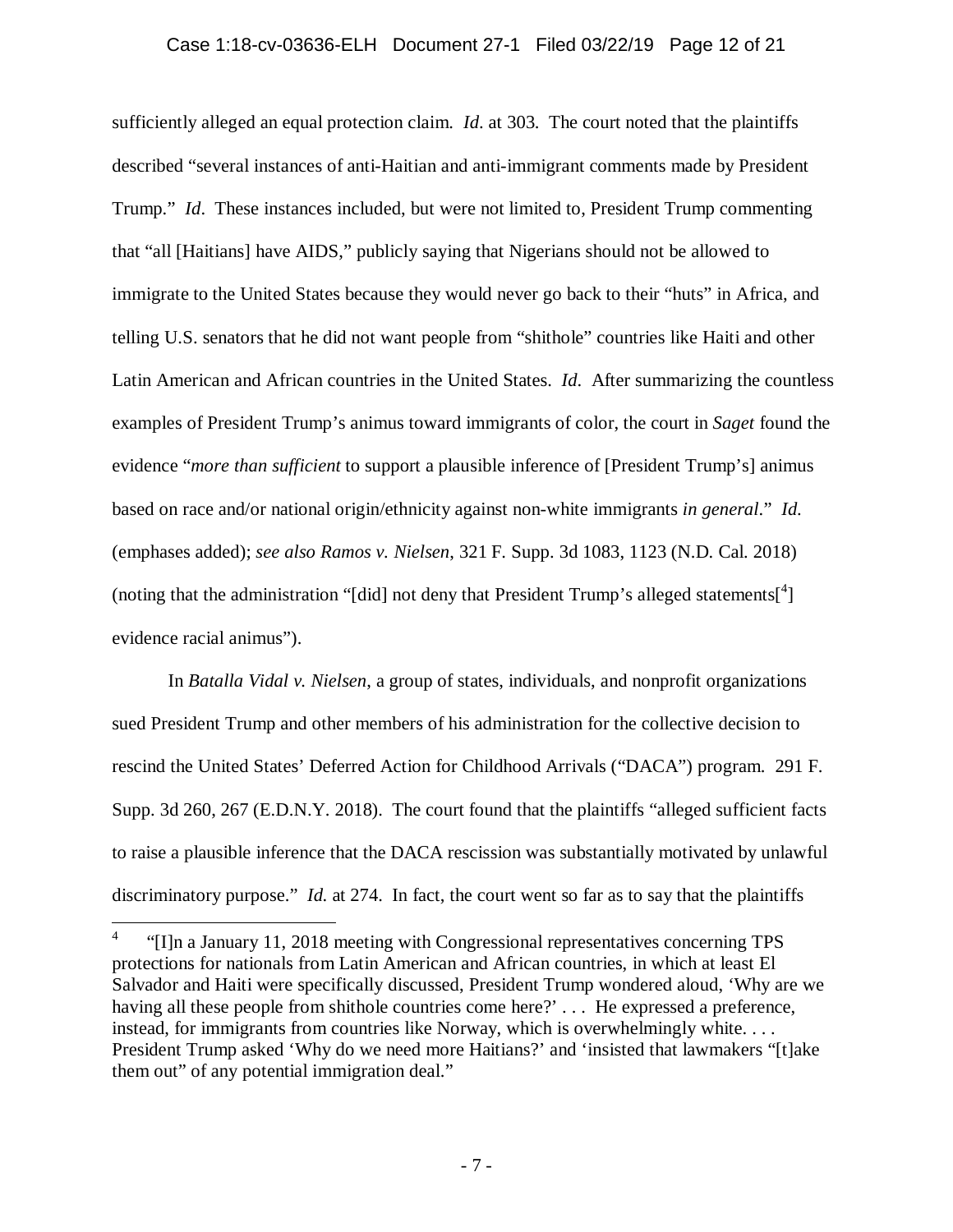sufficiently alleged an equal protection claim. *Id*. at 303. The court noted that the plaintiffs described "several instances of anti-Haitian and anti-immigrant comments made by President Trump." *Id*. These instances included, but were not limited to, President Trump commenting that "all [Haitians] have AIDS," publicly saying that Nigerians should not be allowed to immigrate to the United States because they would never go back to their "huts" in Africa, and telling U.S. senators that he did not want people from "shithole" countries like Haiti and other Latin American and African countries in the United States. *Id*. After summarizing the countless examples of President Trump's animus toward immigrants of color, the court in *Saget* found the evidence "*more than sufficient* to support a plausible inference of [President Trump's] animus based on race and/or national origin/ethnicity against non-white immigrants *in general*." *Id.* (emphases added); *see also Ramos v. Nielsen*, 321 F. Supp. 3d 1083, 1123 (N.D. Cal. 2018) (noting that the administration "[did] not deny that President Trump's alleged statements[[4]] evidence racial animus").

In *Batalla Vidal v. Nielsen*, a group of states, individuals, and nonprofit organizations sued President Trump and other members of his administration for the collective decision to rescind the United States' Deferred Action for Childhood Arrivals ("DACA") program. 291 F. Supp. 3d 260, 267 (E.D.N.Y. 2018). The court found that the plaintiffs "alleged sufficient facts to raise a plausible inference that the DACA rescission was substantially motivated by unlawful discriminatory purpose." *Id.* at 274. In fact, the court went so far as to say that the plaintiffs

---

[4] "[I]n a January 11, 2018 meeting with Congressional representatives concerning TPS protections for nationals from Latin American and African countries, in which at least El Salvador and Haiti were specifically discussed, President Trump wondered aloud, 'Why are we having all these people from shithole countries come here?' . . . He expressed a preference, instead, for immigrants from countries like Norway, which is overwhelmingly white. . . . President Trump asked 'Why do we need more Haitians?' and 'insisted that lawmakers "[t]ake them out" of any potential immigration deal."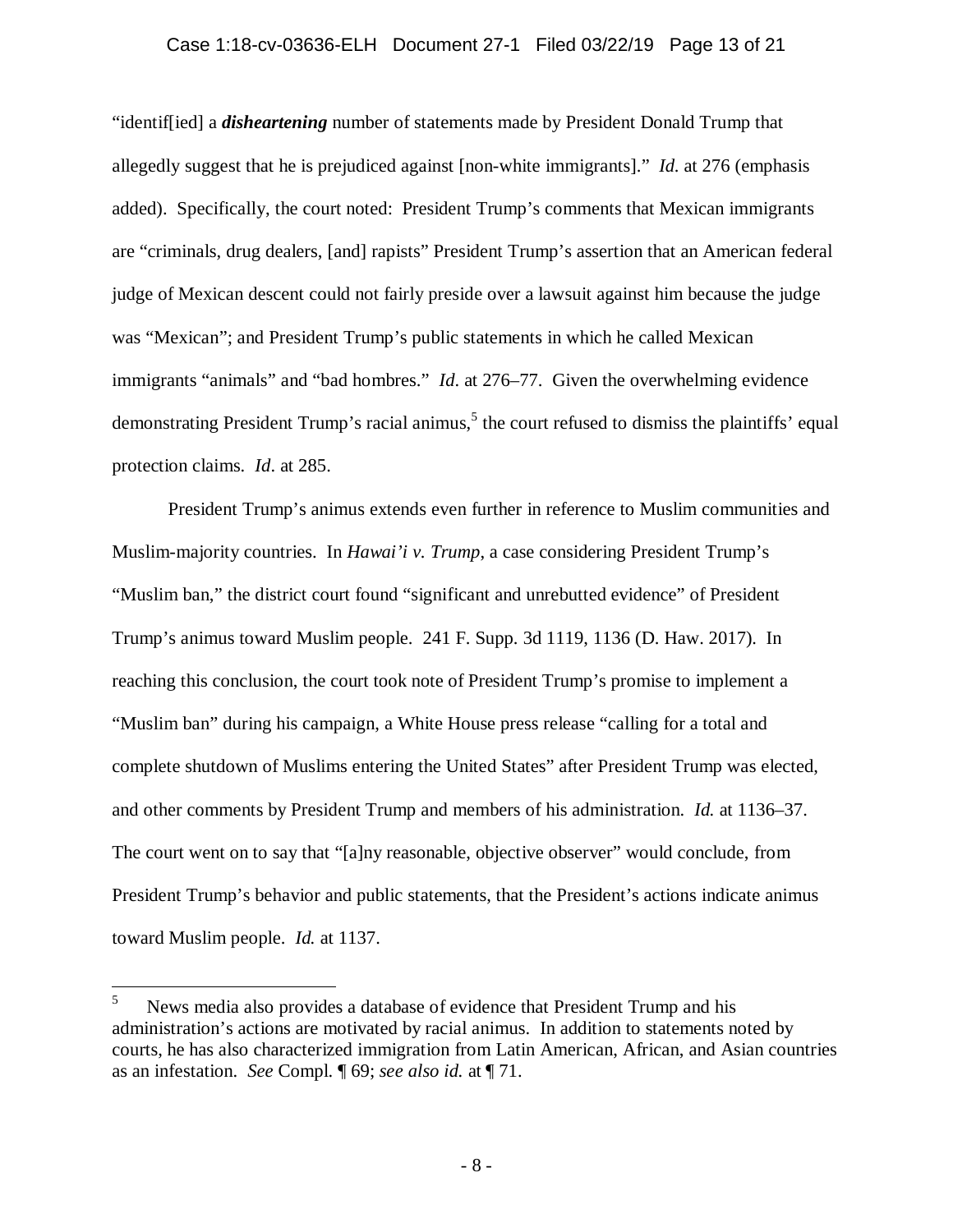"identif[ied] a ***disheartening*** number of statements made by President Donald Trump that allegedly suggest that he is prejudiced against [non-white immigrants]." *Id.* at 276 (emphasis added). Specifically, the court noted: President Trump's comments that Mexican immigrants are "criminals, drug dealers, [and] rapists" President Trump's assertion that an American federal judge of Mexican descent could not fairly preside over a lawsuit against him because the judge was "Mexican"; and President Trump's public statements in which he called Mexican immigrants "animals" and "bad hombres." *Id*. at 276–77. Given the overwhelming evidence demonstrating President Trump's racial animus,[5] the court refused to dismiss the plaintiffs' equal protection claims. *Id*. at 285.

President Trump's animus extends even further in reference to Muslim communities and Muslim-majority countries. In *Hawai'i v. Trump*, a case considering President Trump's "Muslim ban," the district court found "significant and unrebutted evidence" of President Trump's animus toward Muslim people. 241 F. Supp. 3d 1119, 1136 (D. Haw. 2017). In reaching this conclusion, the court took note of President Trump's promise to implement a "Muslim ban" during his campaign, a White House press release "calling for a total and complete shutdown of Muslims entering the United States" after President Trump was elected, and other comments by President Trump and members of his administration. *Id.* at 1136–37. The court went on to say that "[a]ny reasonable, objective observer" would conclude, from President Trump's behavior and public statements, that the President's actions indicate animus toward Muslim people. *Id.* at 1137.

---

[5] News media also provides a database of evidence that President Trump and his administration's actions are motivated by racial animus. In addition to statements noted by courts, he has also characterized immigration from Latin American, African, and Asian countries as an infestation. *See* Compl. ¶ 69; *see also id.* at ¶ 71.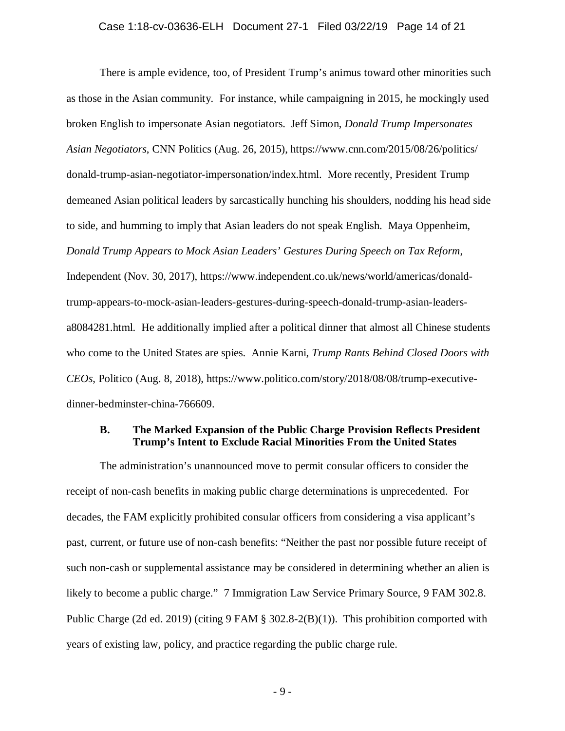There is ample evidence, too, of President Trump's animus toward other minorities such as those in the Asian community. For instance, while campaigning in 2015, he mockingly used broken English to impersonate Asian negotiators. Jeff Simon, *Donald Trump Impersonates Asian Negotiators*, CNN Politics (Aug. 26, 2015), https://www.cnn.com/2015/08/26/politics/donald-trump-asian-negotiator-impersonation/index.html. More recently, President Trump demeaned Asian political leaders by sarcastically hunching his shoulders, nodding his head side to side, and humming to imply that Asian leaders do not speak English. Maya Oppenheim, *Donald Trump Appears to Mock Asian Leaders' Gestures During Speech on Tax Reform*, Independent (Nov. 30, 2017), https://www.independent.co.uk/news/world/americas/donald-trump-appears-to-mock-asian-leaders-gestures-during-speech-donald-trump-asian-leaders-a8084281.html. He additionally implied after a political dinner that almost all Chinese students who come to the United States are spies. Annie Karni, *Trump Rants Behind Closed Doors with CEOs*, Politico (Aug. 8, 2018), https://www.politico.com/story/2018/08/08/trump-executive-dinner-bedminster-china-766609.

### B. The Marked Expansion of the Public Charge Provision Reflects President Trump's Intent to Exclude Racial Minorities From the United States

The administration's unannounced move to permit consular officers to consider the receipt of non-cash benefits in making public charge determinations is unprecedented. For decades, the FAM explicitly prohibited consular officers from considering a visa applicant's past, current, or future use of non-cash benefits: "Neither the past nor possible future receipt of such non-cash or supplemental assistance may be considered in determining whether an alien is likely to become a public charge." 7 Immigration Law Service Primary Source, 9 FAM 302.8. Public Charge (2d ed. 2019) (citing 9 FAM § 302.8-2(B)(1)). This prohibition comported with years of existing law, policy, and practice regarding the public charge rule.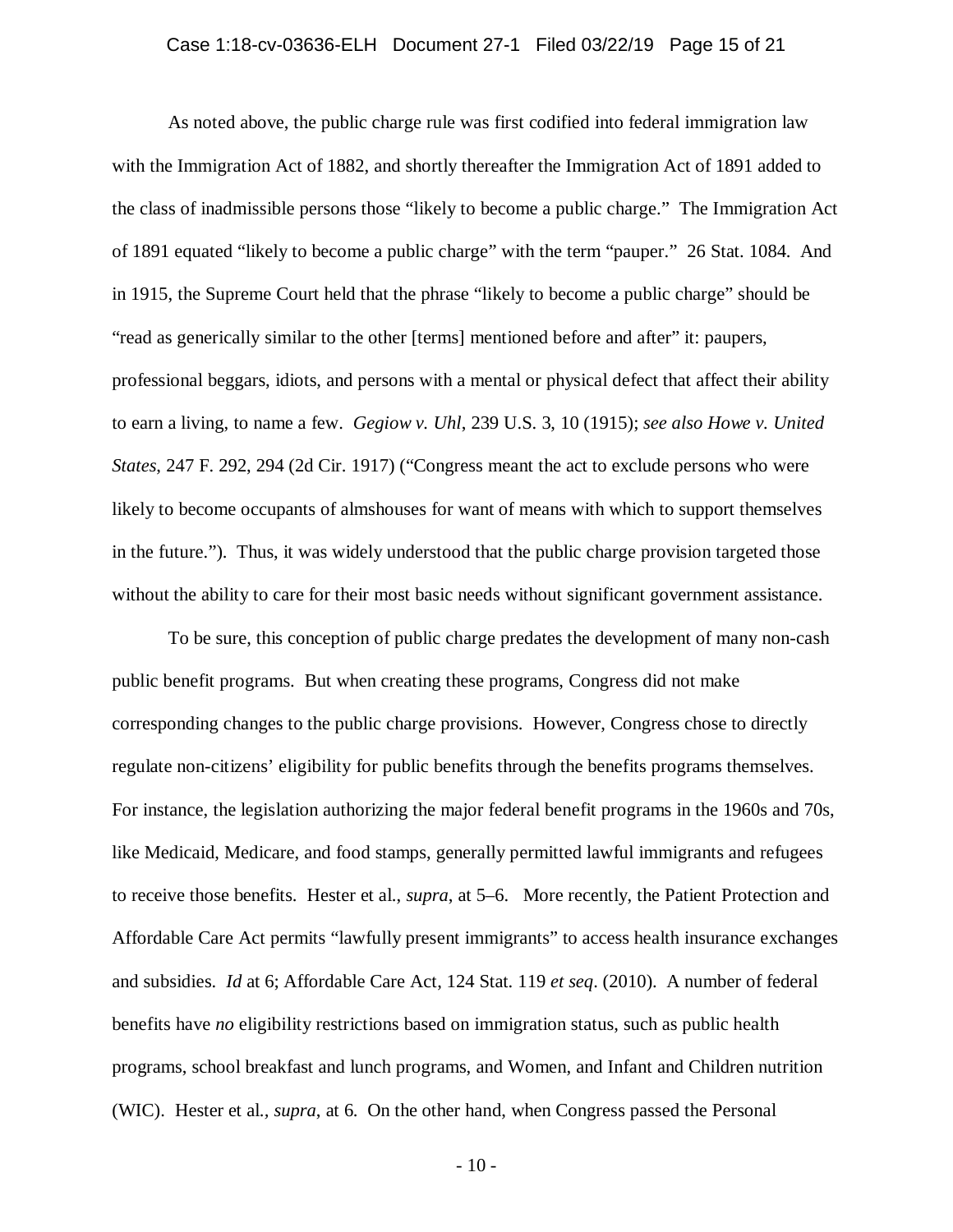As noted above, the public charge rule was first codified into federal immigration law with the Immigration Act of 1882, and shortly thereafter the Immigration Act of 1891 added to the class of inadmissible persons those "likely to become a public charge." The Immigration Act of 1891 equated "likely to become a public charge" with the term "pauper." 26 Stat. 1084. And in 1915, the Supreme Court held that the phrase "likely to become a public charge" should be "read as generically similar to the other [terms] mentioned before and after" it: paupers, professional beggars, idiots, and persons with a mental or physical defect that affect their ability to earn a living, to name a few. *Gegiow v. Uhl*, 239 U.S. 3, 10 (1915); *see also Howe v. United States*, 247 F. 292, 294 (2d Cir. 1917) ("Congress meant the act to exclude persons who were likely to become occupants of almshouses for want of means with which to support themselves in the future."). Thus, it was widely understood that the public charge provision targeted those without the ability to care for their most basic needs without significant government assistance.

To be sure, this conception of public charge predates the development of many non-cash public benefit programs. But when creating these programs, Congress did not make corresponding changes to the public charge provisions. However, Congress chose to directly regulate non-citizens' eligibility for public benefits through the benefits programs themselves. For instance, the legislation authorizing the major federal benefit programs in the 1960s and 70s, like Medicaid, Medicare, and food stamps, generally permitted lawful immigrants and refugees to receive those benefits. Hester et al., *supra*, at 5–6. More recently, the Patient Protection and Affordable Care Act permits "lawfully present immigrants" to access health insurance exchanges and subsidies. *Id* at 6; Affordable Care Act, 124 Stat. 119 *et seq*. (2010). A number of federal benefits have *no* eligibility restrictions based on immigration status, such as public health programs, school breakfast and lunch programs, and Women, and Infant and Children nutrition (WIC). Hester et al., *supra*, at 6. On the other hand, when Congress passed the Personal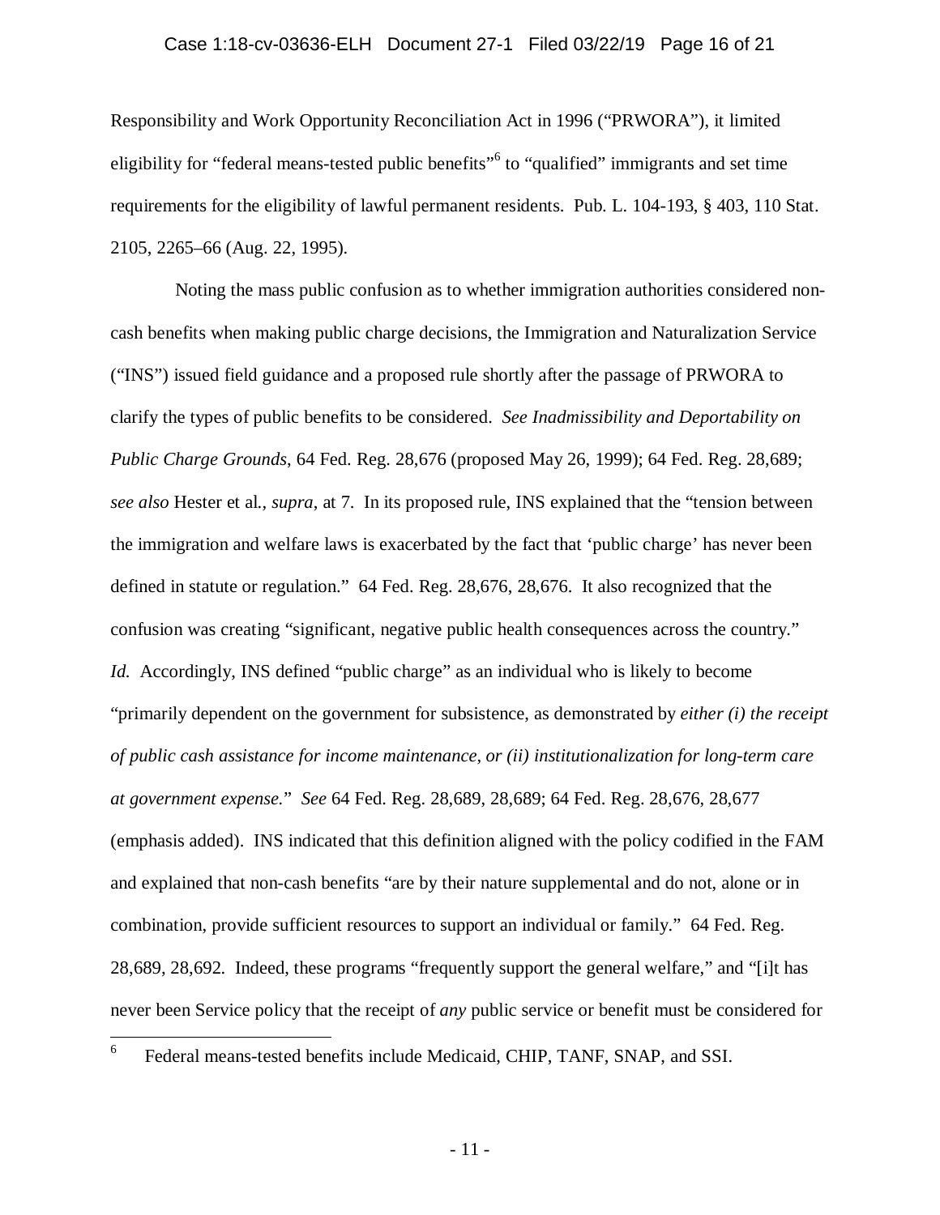Responsibility and Work Opportunity Reconciliation Act in 1996 ("PRWORA"), it limited eligibility for "federal means-tested public benefits"[6] to "qualified" immigrants and set time requirements for the eligibility of lawful permanent residents. Pub. L. 104-193, § 403, 110 Stat. 2105, 2265–66 (Aug. 22, 1995).

Noting the mass public confusion as to whether immigration authorities considered non-cash benefits when making public charge decisions, the Immigration and Naturalization Service ("INS") issued field guidance and a proposed rule shortly after the passage of PRWORA to clarify the types of public benefits to be considered. *See Inadmissibility and Deportability on Public Charge Grounds*, 64 Fed. Reg. 28,676 (proposed May 26, 1999); 64 Fed. Reg. 28,689; *see also* Hester et al., *supra*, at 7. In its proposed rule, INS explained that the "tension between the immigration and welfare laws is exacerbated by the fact that 'public charge' has never been defined in statute or regulation." 64 Fed. Reg. 28,676, 28,676. It also recognized that the confusion was creating "significant, negative public health consequences across the country." *Id.* Accordingly, INS defined "public charge" as an individual who is likely to become "primarily dependent on the government for subsistence, as demonstrated by *either (i) the receipt of public cash assistance for income maintenance, or (ii) institutionalization for long-term care at government expense.*" *See* 64 Fed. Reg. 28,689, 28,689; 64 Fed. Reg. 28,676, 28,677 (emphasis added). INS indicated that this definition aligned with the policy codified in the FAM and explained that non-cash benefits "are by their nature supplemental and do not, alone or in combination, provide sufficient resources to support an individual or family." 64 Fed. Reg. 28,689, 28,692. Indeed, these programs "frequently support the general welfare," and "[i]t has never been Service policy that the receipt of *any* public service or benefit must be considered for

[6] Federal means-tested benefits include Medicaid, CHIP, TANF, SNAP, and SSI.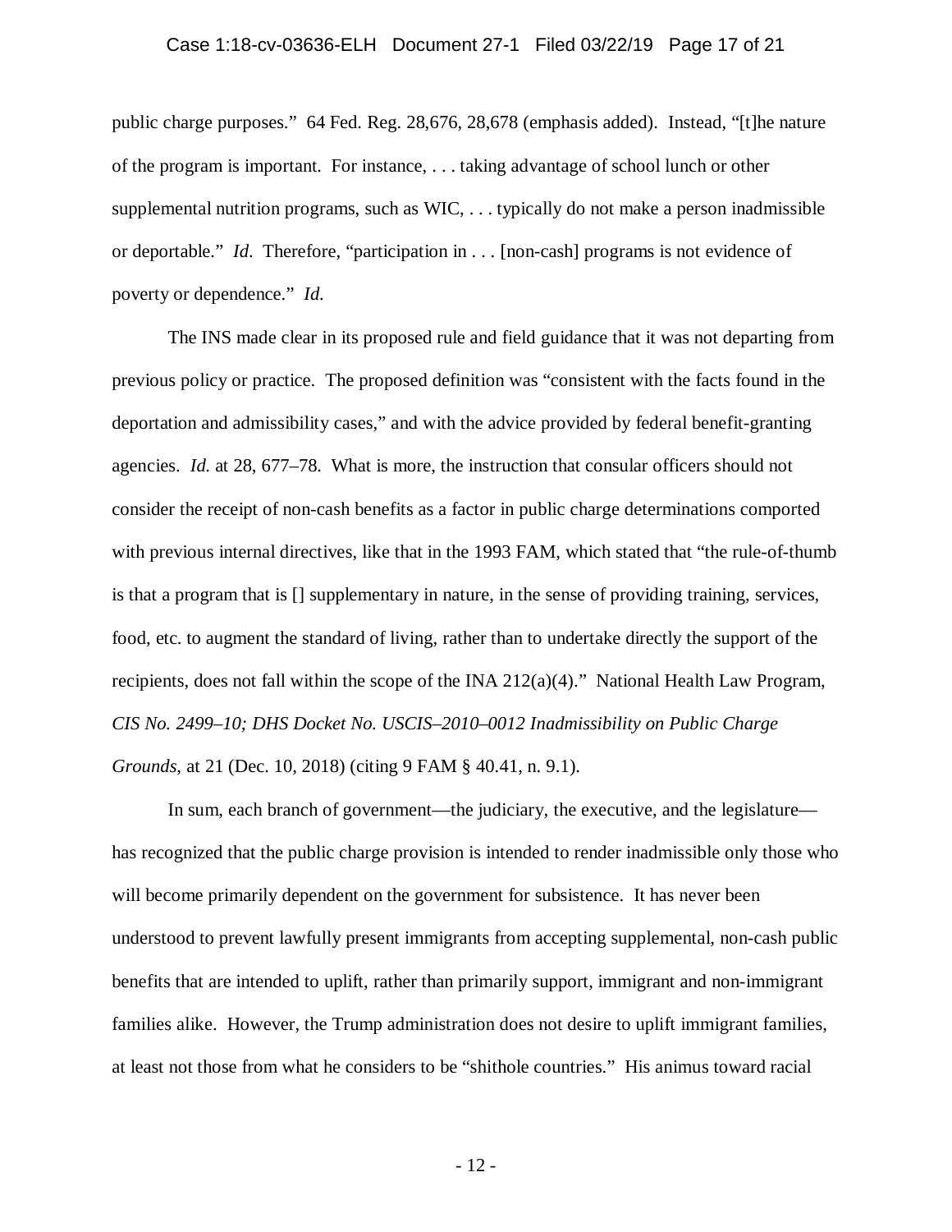public charge purposes." 64 Fed. Reg. 28,676, 28,678 (emphasis added). Instead, "[t]he nature of the program is important. For instance, . . . taking advantage of school lunch or other supplemental nutrition programs, such as WIC, . . . typically do not make a person inadmissible or deportable." *Id*. Therefore, "participation in . . . [non-cash] programs is not evidence of poverty or dependence." *Id*.

The INS made clear in its proposed rule and field guidance that it was not departing from previous policy or practice. The proposed definition was "consistent with the facts found in the deportation and admissibility cases," and with the advice provided by federal benefit-granting agencies. *Id.* at 28, 677–78. What is more, the instruction that consular officers should not consider the receipt of non-cash benefits as a factor in public charge determinations comported with previous internal directives, like that in the 1993 FAM, which stated that "the rule-of-thumb is that a program that is [] supplementary in nature, in the sense of providing training, services, food, etc. to augment the standard of living, rather than to undertake directly the support of the recipients, does not fall within the scope of the INA 212(a)(4)." National Health Law Program, *CIS No. 2499–10; DHS Docket No. USCIS–2010–0012 Inadmissibility on Public Charge Grounds*, at 21 (Dec. 10, 2018) (citing 9 FAM § 40.41, n. 9.1).

In sum, each branch of government—the judiciary, the executive, and the legislature—has recognized that the public charge provision is intended to render inadmissible only those who will become primarily dependent on the government for subsistence. It has never been understood to prevent lawfully present immigrants from accepting supplemental, non-cash public benefits that are intended to uplift, rather than primarily support, immigrant and non-immigrant families alike. However, the Trump administration does not desire to uplift immigrant families, at least not those from what he considers to be "shithole countries." His animus toward racial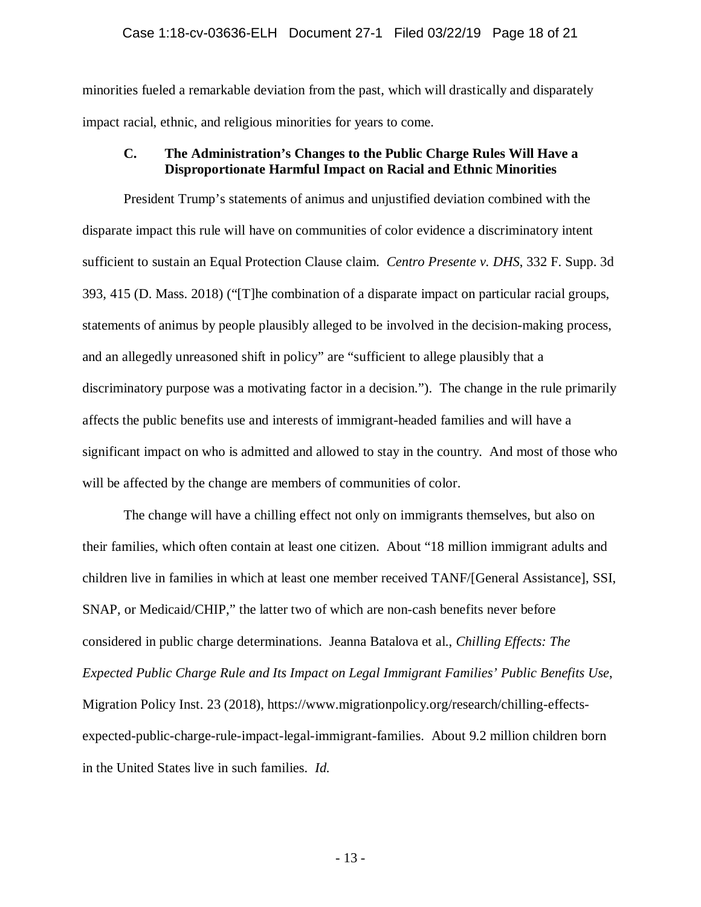minorities fueled a remarkable deviation from the past, which will drastically and disparately impact racial, ethnic, and religious minorities for years to come.

### C. The Administration's Changes to the Public Charge Rules Will Have a Disproportionate Harmful Impact on Racial and Ethnic Minorities

President Trump's statements of animus and unjustified deviation combined with the disparate impact this rule will have on communities of color evidence a discriminatory intent sufficient to sustain an Equal Protection Clause claim. *Centro Presente v. DHS*, 332 F. Supp. 3d 393, 415 (D. Mass. 2018) ("[T]he combination of a disparate impact on particular racial groups, statements of animus by people plausibly alleged to be involved in the decision-making process, and an allegedly unreasoned shift in policy" are "sufficient to allege plausibly that a discriminatory purpose was a motivating factor in a decision."). The change in the rule primarily affects the public benefits use and interests of immigrant-headed families and will have a significant impact on who is admitted and allowed to stay in the country. And most of those who will be affected by the change are members of communities of color.

The change will have a chilling effect not only on immigrants themselves, but also on their families, which often contain at least one citizen. About "18 million immigrant adults and children live in families in which at least one member received TANF/[General Assistance], SSI, SNAP, or Medicaid/CHIP," the latter two of which are non-cash benefits never before considered in public charge determinations. Jeanna Batalova et al., *Chilling Effects: The Expected Public Charge Rule and Its Impact on Legal Immigrant Families' Public Benefits Use*, Migration Policy Inst. 23 (2018), https://www.migrationpolicy.org/research/chilling-effects-expected-public-charge-rule-impact-legal-immigrant-families. About 9.2 million children born in the United States live in such families. *Id.*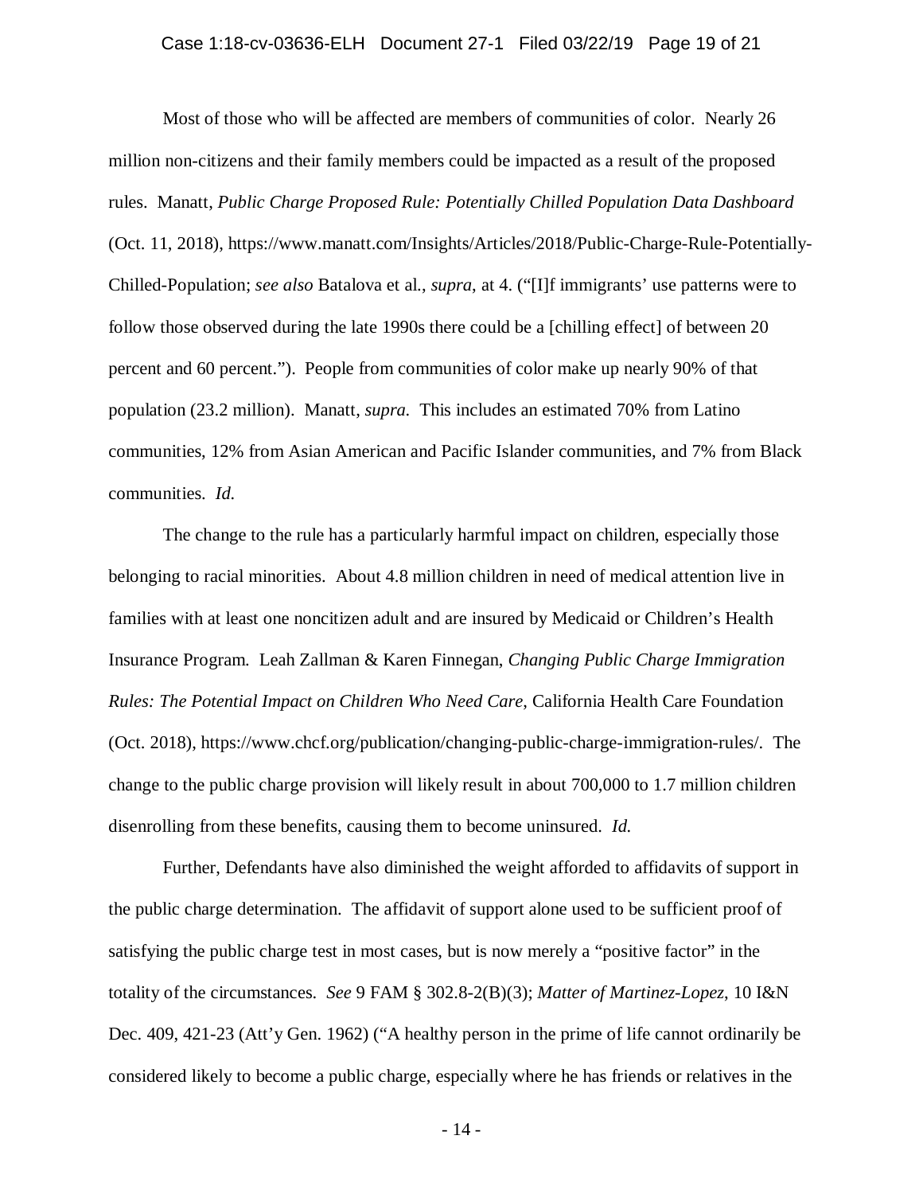Most of those who will be affected are members of communities of color. Nearly 26 million non-citizens and their family members could be impacted as a result of the proposed rules. Manatt, *Public Charge Proposed Rule: Potentially Chilled Population Data Dashboard* (Oct. 11, 2018), https://www.manatt.com/Insights/Articles/2018/Public-Charge-Rule-Potentially-Chilled-Population; *see also* Batalova et al., *supra*, at 4. ("[I]f immigrants' use patterns were to follow those observed during the late 1990s there could be a [chilling effect] of between 20 percent and 60 percent."). People from communities of color make up nearly 90% of that population (23.2 million). Manatt, *supra.* This includes an estimated 70% from Latino communities, 12% from Asian American and Pacific Islander communities, and 7% from Black communities. *Id.*

The change to the rule has a particularly harmful impact on children, especially those belonging to racial minorities. About 4.8 million children in need of medical attention live in families with at least one noncitizen adult and are insured by Medicaid or Children's Health Insurance Program. Leah Zallman & Karen Finnegan, *Changing Public Charge Immigration Rules: The Potential Impact on Children Who Need Care,* California Health Care Foundation (Oct. 2018), https://www.chcf.org/publication/changing-public-charge-immigration-rules/. The change to the public charge provision will likely result in about 700,000 to 1.7 million children disenrolling from these benefits, causing them to become uninsured. *Id.*

Further, Defendants have also diminished the weight afforded to affidavits of support in the public charge determination. The affidavit of support alone used to be sufficient proof of satisfying the public charge test in most cases, but is now merely a "positive factor" in the totality of the circumstances. *See* 9 FAM § 302.8-2(B)(3); *Matter of Martinez-Lopez*, 10 I&N Dec. 409, 421-23 (Att'y Gen. 1962) ("A healthy person in the prime of life cannot ordinarily be considered likely to become a public charge, especially where he has friends or relatives in the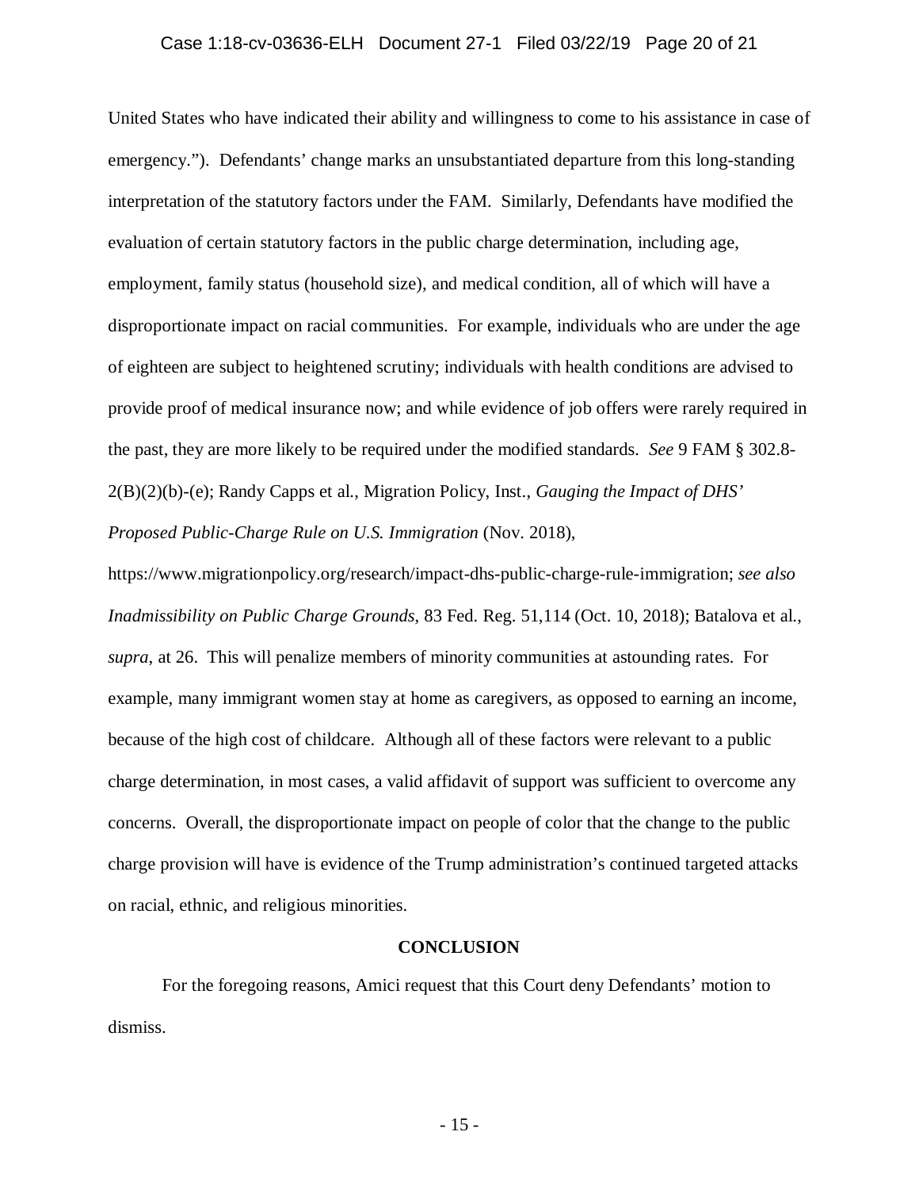United States who have indicated their ability and willingness to come to his assistance in case of emergency."). Defendants' change marks an unsubstantiated departure from this long-standing interpretation of the statutory factors under the FAM. Similarly, Defendants have modified the evaluation of certain statutory factors in the public charge determination, including age, employment, family status (household size), and medical condition, all of which will have a disproportionate impact on racial communities. For example, individuals who are under the age of eighteen are subject to heightened scrutiny; individuals with health conditions are advised to provide proof of medical insurance now; and while evidence of job offers were rarely required in the past, they are more likely to be required under the modified standards. *See* 9 FAM § 302.8-2(B)(2)(b)-(e); Randy Capps et al., Migration Policy, Inst., *Gauging the Impact of DHS' Proposed Public-Charge Rule on U.S. Immigration* (Nov. 2018), https://www.migrationpolicy.org/research/impact-dhs-public-charge-rule-immigration; *see also Inadmissibility on Public Charge Grounds,* 83 Fed. Reg. 51,114 (Oct. 10, 2018); Batalova et al., *supra*, at 26. This will penalize members of minority communities at astounding rates. For example, many immigrant women stay at home as caregivers, as opposed to earning an income, because of the high cost of childcare. Although all of these factors were relevant to a public charge determination, in most cases, a valid affidavit of support was sufficient to overcome any concerns. Overall, the disproportionate impact on people of color that the change to the public charge provision will have is evidence of the Trump administration's continued targeted attacks on racial, ethnic, and religious minorities.

## CONCLUSION

For the foregoing reasons, Amici request that this Court deny Defendants' motion to dismiss.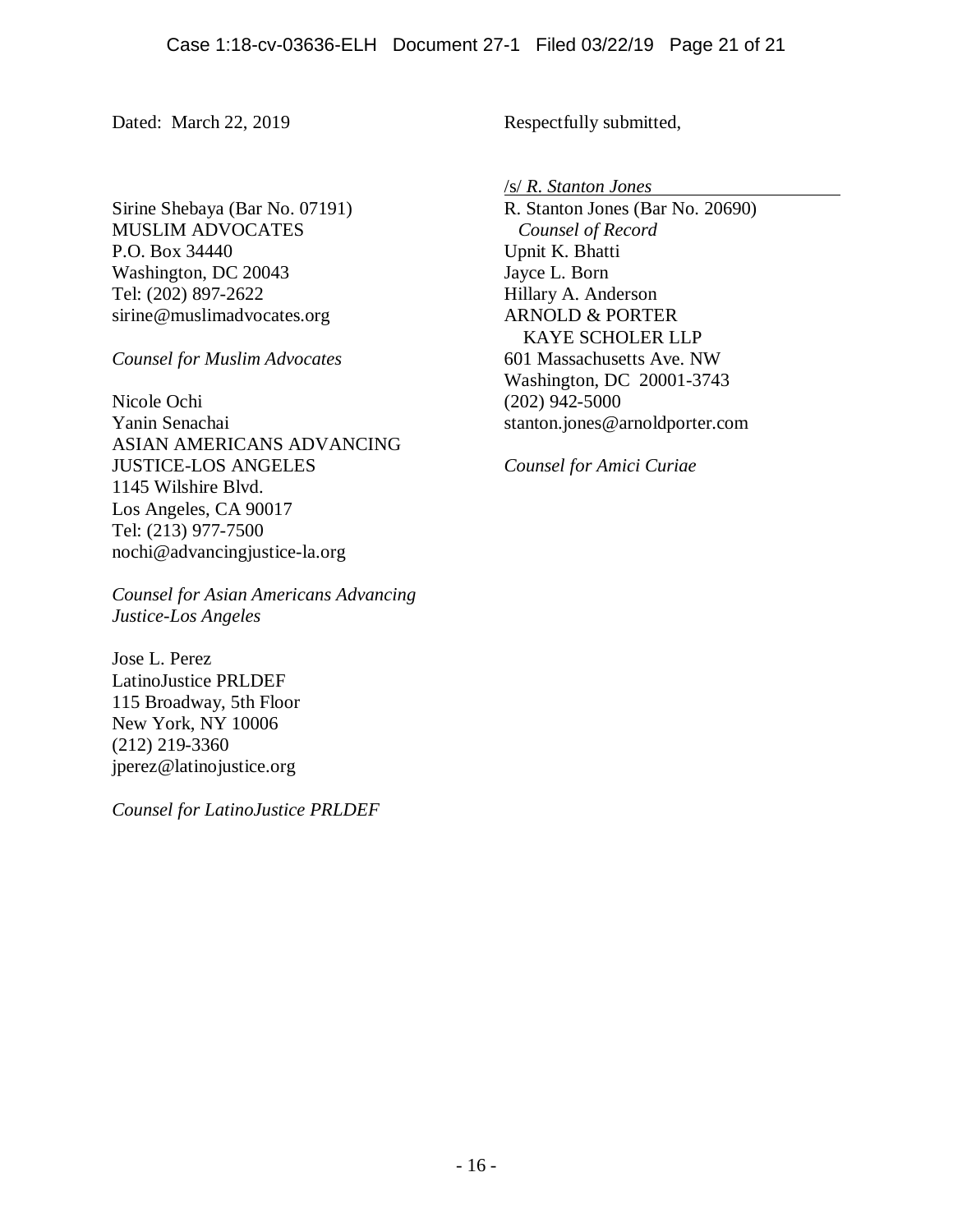Dated: March 22, 2019

Respectfully submitted,

/s/ *R. Stanton Jones*
R. Stanton Jones (Bar No. 20690)
*Counsel of Record*
Upnit K. Bhatti
Jayce L. Born
Hillary A. Anderson
ARNOLD & PORTER
KAYE SCHOLER LLP
601 Massachusetts Ave. NW
Washington, DC 20001-3743
(202) 942-5000
stanton.jones@arnoldporter.com

*Counsel for Amici Curiae*

Sirine Shebaya (Bar No. 07191)
MUSLIM ADVOCATES
P.O. Box 34440
Washington, DC 20043
Tel: (202) 897-2622
sirine@muslimadvocates.org

*Counsel for Muslim Advocates*

Nicole Ochi
Yanin Senachai
ASIAN AMERICANS ADVANCING
JUSTICE-LOS ANGELES
1145 Wilshire Blvd.
Los Angeles, CA 90017
Tel: (213) 977-7500
nochi@advancingjustice-la.org

*Counsel for Asian Americans Advancing Justice-Los Angeles*

Jose L. Perez
LatinoJustice PRLDEF
115 Broadway, 5th Floor
New York, NY 10006
(212) 219-3360
jperez@latinojustice.org

*Counsel for LatinoJustice PRLDEF*